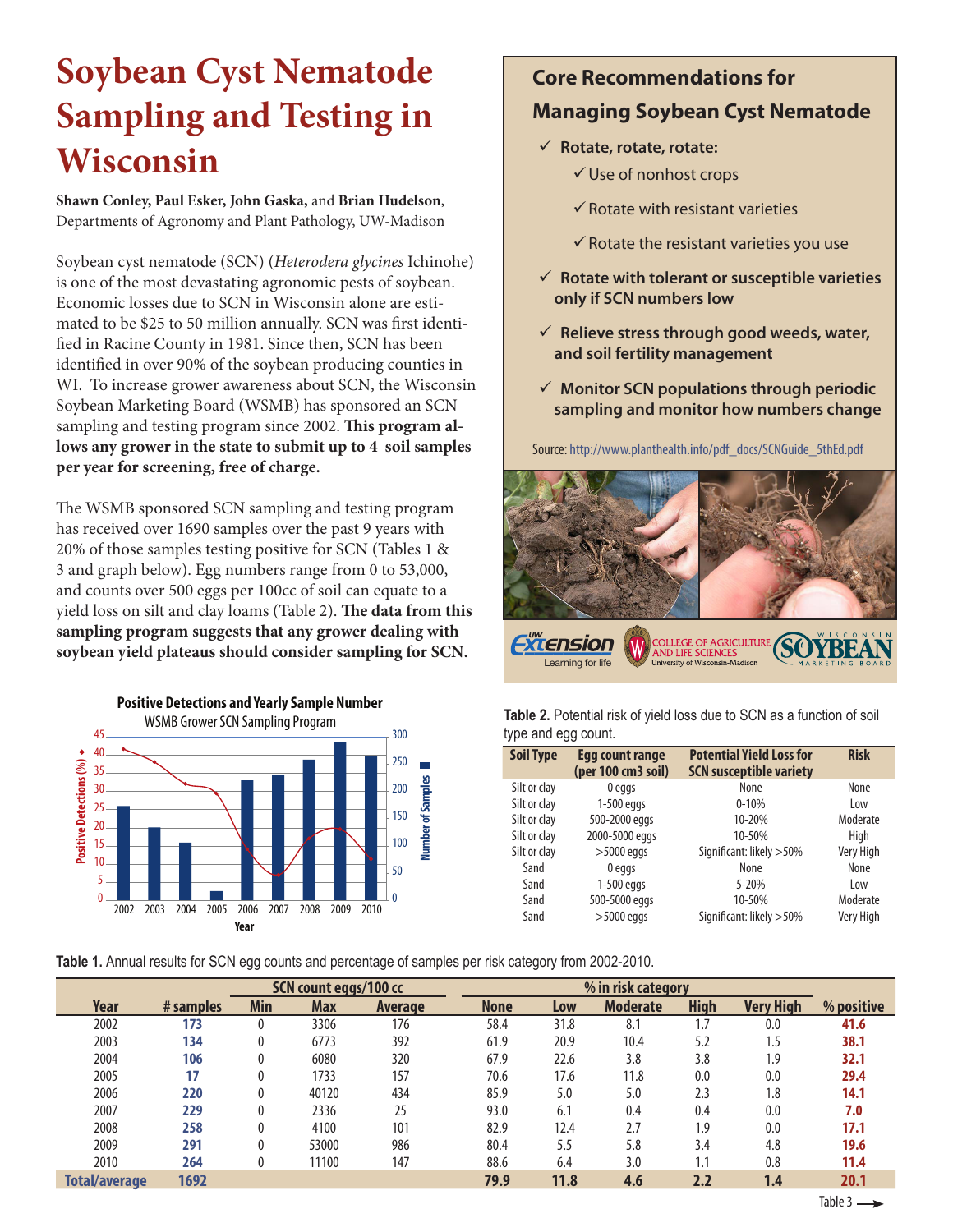// Output follows the specified rules for this page.
# Soybean Cyst Nematode Sampling and Testing in Wisconsin

**Shawn Conley, Paul Esker, John Gaska,** and **Brian Hudelson**, Departments of Agronomy and Plant Pathology, UW-Madison

Soybean cyst nematode (SCN) (*Heterodera glycines* Ichinohe) is one of the most devastating agronomic pests of soybean. Economic losses due to SCN in Wisconsin alone are estimated to be $25 to 50 million annually. SCN was first identified in Racine County in 1981. Since then, SCN has been identified in over 90% of the soybean producing counties in WI. To increase grower awareness about SCN, the Wisconsin Soybean Marketing Board (WSMB) has sponsored an SCN sampling and testing program since 2002. **This program allows any grower in the state to submit up to 4 soil samples per year for screening, free of charge.**

The WSMB sponsored SCN sampling and testing program has received over 1690 samples over the past 9 years with 20% of those samples testing positive for SCN (Tables 1 & 3 and graph below). Egg numbers range from 0 to 53,000, and counts over 500 eggs per 100cc of soil can equate to a yield loss on silt and clay loams (Table 2). **The data from this sampling program suggests that any grower dealing with soybean yield plateaus should consider sampling for SCN.**

**Positive Detections and Yearly Sample Number**

WSMB Grower SCN Sampling Program

Positive Detections (%)

0 5 10 15 20 25 30 35 40 45

Number of Samples

0 50 100 150 200 250 300

2002 2003 2004 2005 2006 2007 2008 2009 2010

Year

## Core Recommendations for Managing Soybean Cyst Nematode

- ✓ **Rotate, rotate, rotate:**
  - ✓ Use of nonhost crops
  - ✓ Rotate with resistant varieties
  - ✓ Rotate the resistant varieties you use
- ✓ **Rotate with tolerant or susceptible varieties only if SCN numbers low**
- ✓ **Relieve stress through good weeds, water, and soil fertility management**
- ✓ **Monitor SCN populations through periodic sampling and monitor how numbers change**

Source: http://www.planthealth.info/pdf_docs/SCNGuide_5thEd.pdf

UW Extension Learning for life · College of Agriculture and Life Sciences University of Wisconsin-Madison · Wisconsin Soybean Marketing Board

**Table 2.** Potential risk of yield loss due to SCN as a function of soil type and egg count.

| Soil Type | Egg count range (per 100 cm3 soil) | Potential Yield Loss for SCN susceptible variety | Risk |
|---|---|---|---|
| Silt or clay | 0 eggs | None | None |
| Silt or clay | 1-500 eggs | 0-10% | Low |
| Silt or clay | 500-2000 eggs | 10-20% | Moderate |
| Silt or clay | 2000-5000 eggs | 10-50% | High |
| Silt or clay | >5000 eggs | Significant: likely >50% | Very High |
| Sand | 0 eggs | None | None |
| Sand | 1-500 eggs | 5-20% | Low |
| Sand | 500-5000 eggs | 10-50% | Moderate |
| Sand | >5000 eggs | Significant: likely >50% | Very High |

**Table 1.** Annual results for SCN egg counts and percentage of samples per risk category from 2002-2010.

| | | SCN count eggs/100 cc | | | % in risk category | | | | | |
|---|---|---|---|---|---|---|---|---|---|---|
| Year | # samples | Min | Max | Average | None | Low | Moderate | High | Very High | % positive |
| 2002 | 173 | 0 | 3306 | 176 | 58.4 | 31.8 | 8.1 | 1.7 | 0.0 | 41.6 |
| 2003 | 134 | 0 | 6773 | 392 | 61.9 | 20.9 | 10.4 | 5.2 | 1.5 | 38.1 |
| 2004 | 106 | 0 | 6080 | 320 | 67.9 | 22.6 | 3.8 | 3.8 | 1.9 | 32.1 |
| 2005 | 17 | 0 | 1733 | 157 | 70.6 | 17.6 | 11.8 | 0.0 | 0.0 | 29.4 |
| 2006 | 220 | 0 | 40120 | 434 | 85.9 | 5.0 | 5.0 | 2.3 | 1.8 | 14.1 |
| 2007 | 229 | 0 | 2336 | 25 | 93.0 | 6.1 | 0.4 | 0.4 | 0.0 | 7.0 |
| 2008 | 258 | 0 | 4100 | 101 | 82.9 | 12.4 | 2.7 | 1.9 | 0.0 | 17.1 |
| 2009 | 291 | 0 | 53000 | 986 | 80.4 | 5.5 | 5.8 | 3.4 | 4.8 | 19.6 |
| 2010 | 264 | 0 | 11100 | 147 | 88.6 | 6.4 | 3.0 | 1.1 | 0.8 | 11.4 |
| **Total/average** | **1692** | | | | **79.9** | **11.8** | **4.6** | **2.2** | **1.4** | **20.1** |

Table 3 →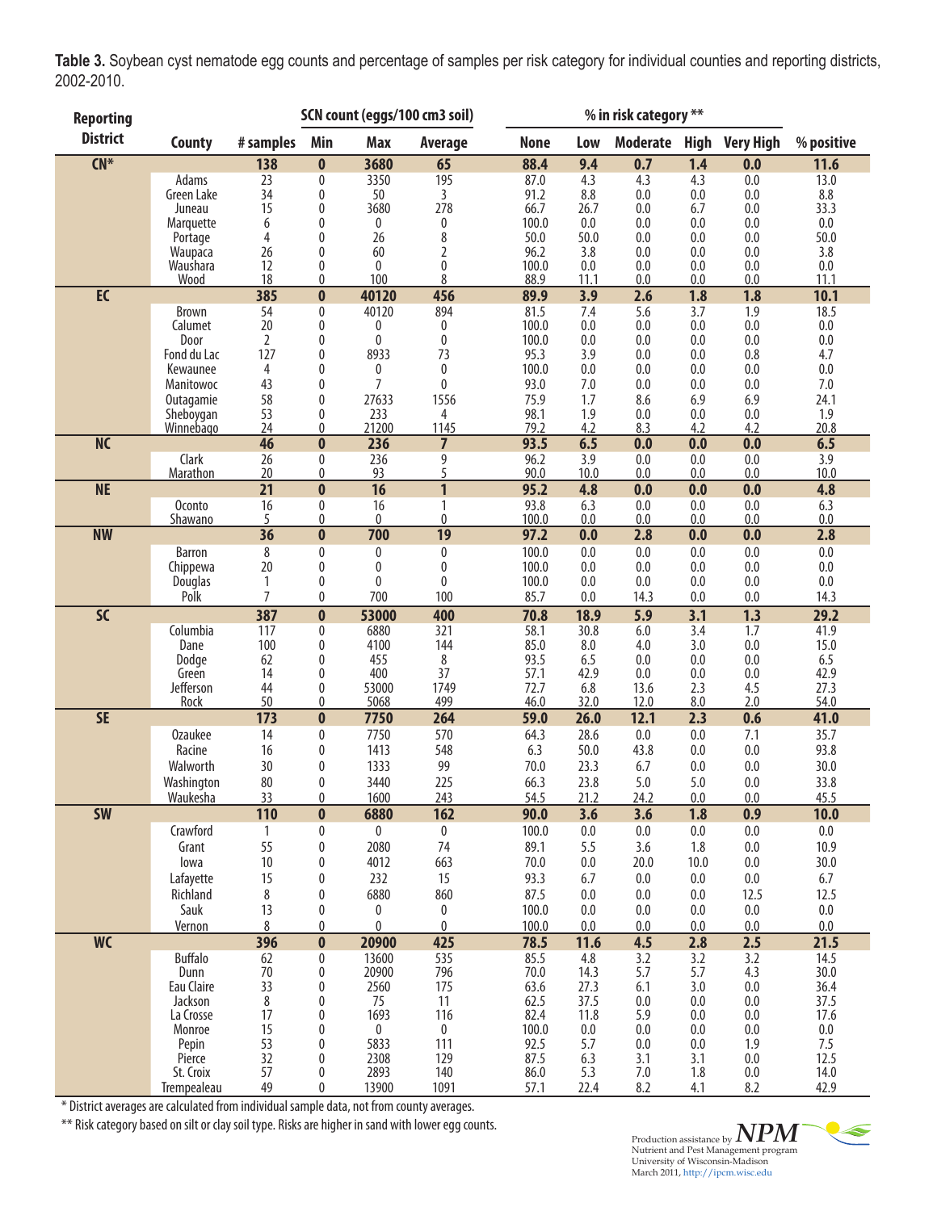**Table 3.** Soybean cyst nematode egg counts and percentage of samples per risk category for individual counties and reporting districts, 2002-2010.

| Reporting District | County | # samples | SCN count (eggs/100 cm3 soil) | | | % in risk category ** | | | | | % positive |
|---|---|---|---|---|---|---|---|---|---|---|---|
| | | | Min | Max | Average | None | Low | Moderate | High | Very High | |
| **CN*** | | **138** | **0** | **3680** | **65** | **88.4** | **9.4** | **0.7** | **1.4** | **0.0** | **11.6** |
| | Adams | 23 | 0 | 3350 | 195 | 87.0 | 4.3 | 4.3 | 4.3 | 0.0 | 13.0 |
| | Green Lake | 34 | 0 | 50 | 3 | 91.2 | 8.8 | 0.0 | 0.0 | 0.0 | 8.8 |
| | Juneau | 15 | 0 | 3680 | 278 | 66.7 | 26.7 | 0.0 | 6.7 | 0.0 | 33.3 |
| | Marquette | 6 | 0 | 0 | 0 | 100.0 | 0.0 | 0.0 | 0.0 | 0.0 | 0.0 |
| | Portage | 4 | 0 | 26 | 8 | 50.0 | 50.0 | 0.0 | 0.0 | 0.0 | 50.0 |
| | Waupaca | 26 | 0 | 60 | 2 | 96.2 | 3.8 | 0.0 | 0.0 | 0.0 | 3.8 |
| | Waushara | 12 | 0 | 0 | 0 | 100.0 | 0.0 | 0.0 | 0.0 | 0.0 | 0.0 |
| | Wood | 18 | 0 | 100 | 8 | 88.9 | 11.1 | 0.0 | 0.0 | 0.0 | 11.1 |
| **EC** | | **385** | **0** | **40120** | **456** | **89.9** | **3.9** | **2.6** | **1.8** | **1.8** | **10.1** |
| | Brown | 54 | 0 | 40120 | 894 | 81.5 | 7.4 | 5.6 | 3.7 | 1.9 | 18.5 |
| | Calumet | 20 | 0 | 0 | 0 | 100.0 | 0.0 | 0.0 | 0.0 | 0.0 | 0.0 |
| | Door | 2 | 0 | 0 | 0 | 100.0 | 0.0 | 0.0 | 0.0 | 0.0 | 0.0 |
| | Fond du Lac | 127 | 0 | 8933 | 73 | 95.3 | 3.9 | 0.0 | 0.0 | 0.8 | 4.7 |
| | Kewaunee | 4 | 0 | 0 | 0 | 100.0 | 0.0 | 0.0 | 0.0 | 0.0 | 0.0 |
| | Manitowoc | 43 | 0 | 7 | 0 | 93.0 | 7.0 | 0.0 | 0.0 | 0.0 | 7.0 |
| | Outagamie | 58 | 0 | 27633 | 1556 | 75.9 | 1.7 | 8.6 | 6.9 | 6.9 | 24.1 |
| | Sheboygan | 53 | 0 | 233 | 4 | 98.1 | 1.9 | 0.0 | 0.0 | 0.0 | 1.9 |
| | Winnebago | 24 | 0 | 21200 | 1145 | 79.2 | 4.2 | 8.3 | 4.2 | 4.2 | 20.8 |
| **NC** | | **46** | **0** | **236** | **7** | **93.5** | **6.5** | **0.0** | **0.0** | **0.0** | **6.5** |
| | Clark | 26 | 0 | 236 | 9 | 96.2 | 3.9 | 0.0 | 0.0 | 0.0 | 3.9 |
| | Marathon | 20 | 0 | 93 | 5 | 90.0 | 10.0 | 0.0 | 0.0 | 0.0 | 10.0 |
| **NE** | | **21** | **0** | **16** | **1** | **95.2** | **4.8** | **0.0** | **0.0** | **0.0** | **4.8** |
| | Oconto | 16 | 0 | 16 | 1 | 93.8 | 6.3 | 0.0 | 0.0 | 0.0 | 6.3 |
| | Shawano | 5 | 0 | 0 | 0 | 100.0 | 0.0 | 0.0 | 0.0 | 0.0 | 0.0 |
| **NW** | | **36** | **0** | **700** | **19** | **97.2** | **0.0** | **2.8** | **0.0** | **0.0** | **2.8** |
| | Barron | 8 | 0 | 0 | 0 | 100.0 | 0.0 | 0.0 | 0.0 | 0.0 | 0.0 |
| | Chippewa | 20 | 0 | 0 | 0 | 100.0 | 0.0 | 0.0 | 0.0 | 0.0 | 0.0 |
| | Douglas | 1 | 0 | 0 | 0 | 100.0 | 0.0 | 0.0 | 0.0 | 0.0 | 0.0 |
| | Polk | 7 | 0 | 700 | 100 | 85.7 | 0.0 | 14.3 | 0.0 | 0.0 | 14.3 |
| **SC** | | **387** | **0** | **53000** | **400** | **70.8** | **18.9** | **5.9** | **3.1** | **1.3** | **29.2** |
| | Columbia | 117 | 0 | 6880 | 321 | 58.1 | 30.8 | 6.0 | 3.4 | 1.7 | 41.9 |
| | Dane | 100 | 0 | 4100 | 144 | 85.0 | 8.0 | 4.0 | 3.0 | 0.0 | 15.0 |
| | Dodge | 62 | 0 | 455 | 8 | 93.5 | 6.5 | 0.0 | 0.0 | 0.0 | 6.5 |
| | Green | 14 | 0 | 400 | 37 | 57.1 | 42.9 | 0.0 | 0.0 | 0.0 | 42.9 |
| | Jefferson | 44 | 0 | 53000 | 1749 | 72.7 | 6.8 | 13.6 | 2.3 | 4.5 | 27.3 |
| | Rock | 50 | 0 | 5068 | 499 | 46.0 | 32.0 | 12.0 | 8.0 | 2.0 | 54.0 |
| **SE** | | **173** | **0** | **7750** | **264** | **59.0** | **26.0** | **12.1** | **2.3** | **0.6** | **41.0** |
| | Ozaukee | 14 | 0 | 7750 | 570 | 64.3 | 28.6 | 0.0 | 0.0 | 7.1 | 35.7 |
| | Racine | 16 | 0 | 1413 | 548 | 6.3 | 50.0 | 43.8 | 0.0 | 0.0 | 93.8 |
| | Walworth | 30 | 0 | 1333 | 99 | 70.0 | 23.3 | 6.7 | 0.0 | 0.0 | 30.0 |
| | Washington | 80 | 0 | 3440 | 225 | 66.3 | 23.8 | 5.0 | 5.0 | 0.0 | 33.8 |
| | Waukesha | 33 | 0 | 1600 | 243 | 54.5 | 21.2 | 24.2 | 0.0 | 0.0 | 45.5 |
| **SW** | | **110** | **0** | **6880** | **162** | **90.0** | **3.6** | **3.6** | **1.8** | **0.9** | **10.0** |
| | Crawford | 1 | 0 | 0 | 0 | 100.0 | 0.0 | 0.0 | 0.0 | 0.0 | 0.0 |
| | Grant | 55 | 0 | 2080 | 74 | 89.1 | 5.5 | 3.6 | 1.8 | 0.0 | 10.9 |
| | Iowa | 10 | 0 | 4012 | 663 | 70.0 | 0.0 | 20.0 | 10.0 | 0.0 | 30.0 |
| | Lafayette | 15 | 0 | 232 | 15 | 93.3 | 6.7 | 0.0 | 0.0 | 0.0 | 6.7 |
| | Richland | 8 | 0 | 6880 | 860 | 87.5 | 0.0 | 0.0 | 0.0 | 12.5 | 12.5 |
| | Sauk | 13 | 0 | 0 | 0 | 100.0 | 0.0 | 0.0 | 0.0 | 0.0 | 0.0 |
| | Vernon | 8 | 0 | 0 | 0 | 100.0 | 0.0 | 0.0 | 0.0 | 0.0 | 0.0 |
| **WC** | | **396** | **0** | **20900** | **425** | **78.5** | **11.6** | **4.5** | **2.8** | **2.5** | **21.5** |
| | Buffalo | 62 | 0 | 13600 | 535 | 85.5 | 4.8 | 3.2 | 3.2 | 3.2 | 14.5 |
| | Dunn | 70 | 0 | 20900 | 796 | 70.0 | 14.3 | 5.7 | 5.7 | 4.3 | 30.0 |
| | Eau Claire | 33 | 0 | 2560 | 175 | 63.6 | 27.3 | 6.1 | 3.0 | 0.0 | 36.4 |
| | Jackson | 8 | 0 | 75 | 11 | 62.5 | 37.5 | 0.0 | 0.0 | 0.0 | 37.5 |
| | La Crosse | 17 | 0 | 1693 | 116 | 82.4 | 11.8 | 5.9 | 0.0 | 0.0 | 17.6 |
| | Monroe | 15 | 0 | 0 | 0 | 100.0 | 0.0 | 0.0 | 0.0 | 0.0 | 0.0 |
| | Pepin | 53 | 0 | 5833 | 111 | 92.5 | 5.7 | 0.0 | 0.0 | 1.9 | 7.5 |
| | Pierce | 32 | 0 | 2308 | 129 | 87.5 | 6.3 | 3.1 | 3.1 | 0.0 | 12.5 |
| | St. Croix | 57 | 0 | 2893 | 140 | 86.0 | 5.3 | 7.0 | 1.8 | 0.0 | 14.0 |
| | Trempealeau | 49 | 0 | 13900 | 1091 | 57.1 | 22.4 | 8.2 | 4.1 | 8.2 | 42.9 |

\* District averages are calculated from individual sample data, not from county averages.

\** Risk category based on silt or clay soil type. Risks are higher in sand with lower egg counts.

Production assistance by NPM
Nutrient and Pest Management program
University of Wisconsin-Madison
March 2011, http://ipcm.wisc.edu